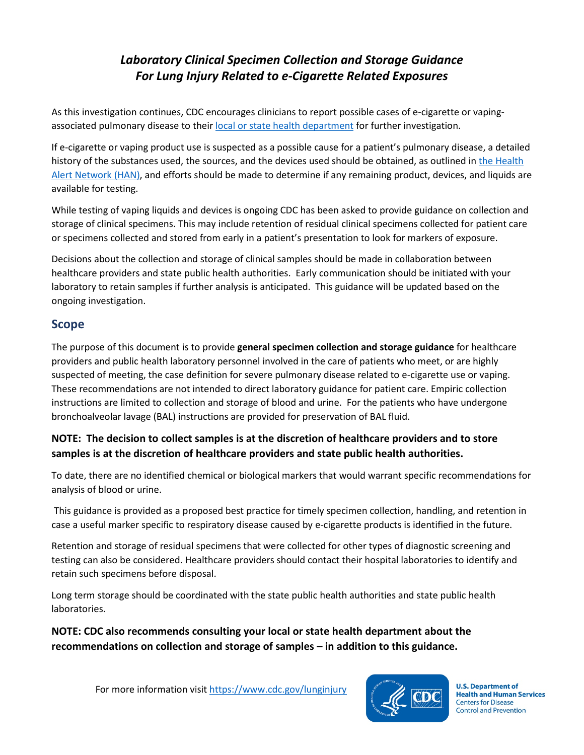# *Laboratory Clinical Specimen Collection and Storage Guidance For Lung Injury Related to e-Cigarette Related Exposures*

As this investigation continues, CDC encourages clinicians to report possible cases of e-cigarette or vaping-associated pulmonary disease to their local or state health department for further investigation.

If e-cigarette or vaping product use is suspected as a possible cause for a patient's pulmonary disease, a detailed history of the substances used, the sources, and the devices used should be obtained, as outlined in the Health Alert Network (HAN), and efforts should be made to determine if any remaining product, devices, and liquids are available for testing.

While testing of vaping liquids and devices is ongoing CDC has been asked to provide guidance on collection and storage of clinical specimens. This may include retention of residual clinical specimens collected for patient care or specimens collected and stored from early in a patient's presentation to look for markers of exposure.

Decisions about the collection and storage of clinical samples should be made in collaboration between healthcare providers and state public health authorities. Early communication should be initiated with your laboratory to retain samples if further analysis is anticipated. This guidance will be updated based on the ongoing investigation.

## Scope

The purpose of this document is to provide **general specimen collection and storage guidance** for healthcare providers and public health laboratory personnel involved in the care of patients who meet, or are highly suspected of meeting, the case definition for severe pulmonary disease related to e-cigarette use or vaping. These recommendations are not intended to direct laboratory guidance for patient care. Empiric collection instructions are limited to collection and storage of blood and urine. For the patients who have undergone bronchoalveolar lavage (BAL) instructions are provided for preservation of BAL fluid.

**NOTE: The decision to collect samples is at the discretion of healthcare providers and to store samples is at the discretion of healthcare providers and state public health authorities.**

To date, there are no identified chemical or biological markers that would warrant specific recommendations for analysis of blood or urine.

This guidance is provided as a proposed best practice for timely specimen collection, handling, and retention in case a useful marker specific to respiratory disease caused by e-cigarette products is identified in the future.

Retention and storage of residual specimens that were collected for other types of diagnostic screening and testing can also be considered. Healthcare providers should contact their hospital laboratories to identify and retain such specimens before disposal.

Long term storage should be coordinated with the state public health authorities and state public health laboratories.

**NOTE: CDC also recommends consulting your local or state health department about the recommendations on collection and storage of samples – in addition to this guidance.**

For more information visit https://www.cdc.gov/lunginjury

U.S. Department of Health and Human Services
Centers for Disease Control and Prevention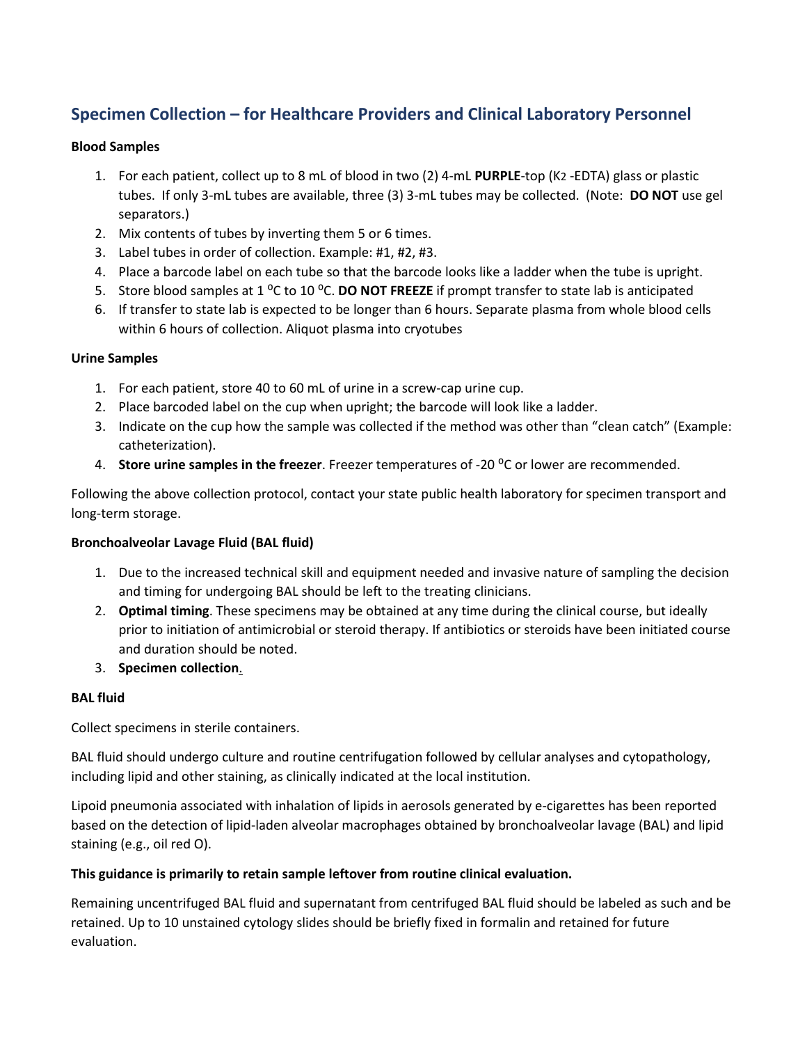## Specimen Collection – for Healthcare Providers and Clinical Laboratory Personnel

**Blood Samples**

1. For each patient, collect up to 8 mL of blood in two (2) 4-mL **PURPLE**-top ($K_2$ -EDTA) glass or plastic tubes. If only 3-mL tubes are available, three (3) 3-mL tubes may be collected. (Note: **DO NOT** use gel separators.)
2. Mix contents of tubes by inverting them 5 or 6 times.
3. Label tubes in order of collection. Example: #1, #2, #3.
4. Place a barcode label on each tube so that the barcode looks like a ladder when the tube is upright.
5. Store blood samples at 1 ºC to 10 ºC. **DO NOT FREEZE** if prompt transfer to state lab is anticipated
6. If transfer to state lab is expected to be longer than 6 hours. Separate plasma from whole blood cells within 6 hours of collection. Aliquot plasma into cryotubes

**Urine Samples**

1. For each patient, store 40 to 60 mL of urine in a screw-cap urine cup.
2. Place barcoded label on the cup when upright; the barcode will look like a ladder.
3. Indicate on the cup how the sample was collected if the method was other than "clean catch" (Example: catheterization).
4. **Store urine samples in the freezer**. Freezer temperatures of -20 ºC or lower are recommended.

Following the above collection protocol, contact your state public health laboratory for specimen transport and long-term storage.

**Bronchoalveolar Lavage Fluid (BAL fluid)**

1. Due to the increased technical skill and equipment needed and invasive nature of sampling the decision and timing for undergoing BAL should be left to the treating clinicians.
2. **Optimal timing**. These specimens may be obtained at any time during the clinical course, but ideally prior to initiation of antimicrobial or steroid therapy. If antibiotics or steroids have been initiated course and duration should be noted.
3. **Specimen collection**.

**BAL fluid**

Collect specimens in sterile containers.

BAL fluid should undergo culture and routine centrifugation followed by cellular analyses and cytopathology, including lipid and other staining, as clinically indicated at the local institution.

Lipoid pneumonia associated with inhalation of lipids in aerosols generated by e-cigarettes has been reported based on the detection of lipid-laden alveolar macrophages obtained by bronchoalveolar lavage (BAL) and lipid staining (e.g., oil red O).

**This guidance is primarily to retain sample leftover from routine clinical evaluation.**

Remaining uncentrifuged BAL fluid and supernatant from centrifuged BAL fluid should be labeled as such and be retained. Up to 10 unstained cytology slides should be briefly fixed in formalin and retained for future evaluation.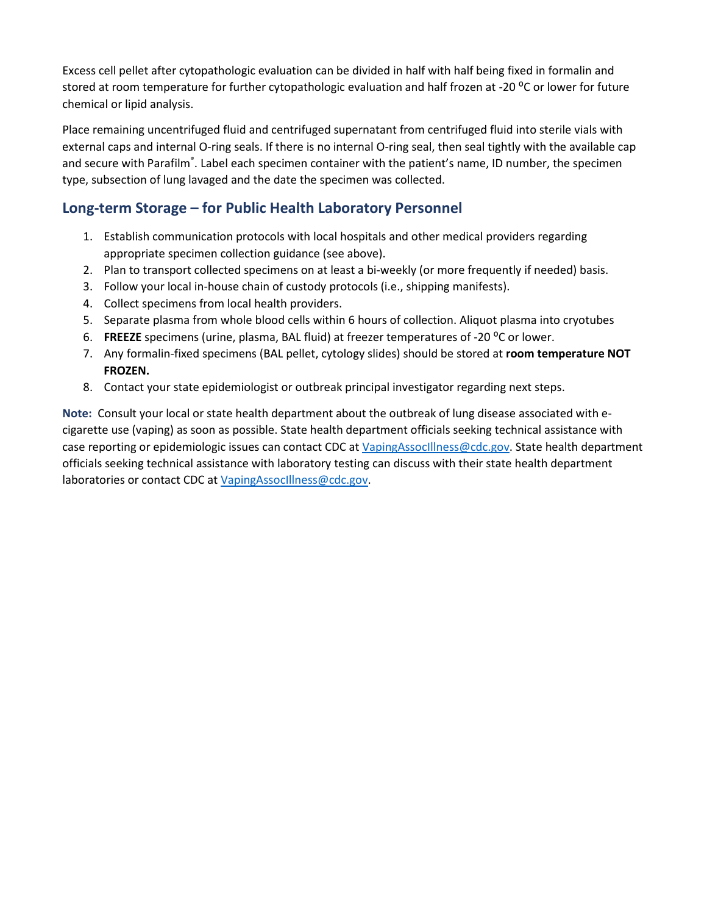Excess cell pellet after cytopathologic evaluation can be divided in half with half being fixed in formalin and stored at room temperature for further cytopathologic evaluation and half frozen at -20 °C or lower for future chemical or lipid analysis.

Place remaining uncentrifuged fluid and centrifuged supernatant from centrifuged fluid into sterile vials with external caps and internal O-ring seals. If there is no internal O-ring seal, then seal tightly with the available cap and secure with Parafilm®. Label each specimen container with the patient's name, ID number, the specimen type, subsection of lung lavaged and the date the specimen was collected.

## Long-term Storage – for Public Health Laboratory Personnel

1. Establish communication protocols with local hospitals and other medical providers regarding appropriate specimen collection guidance (see above).
2. Plan to transport collected specimens on at least a bi-weekly (or more frequently if needed) basis.
3. Follow your local in-house chain of custody protocols (i.e., shipping manifests).
4. Collect specimens from local health providers.
5. Separate plasma from whole blood cells within 6 hours of collection. Aliquot plasma into cryotubes
6. **FREEZE** specimens (urine, plasma, BAL fluid) at freezer temperatures of -20 °C or lower.
7. Any formalin-fixed specimens (BAL pellet, cytology slides) should be stored at **room temperature NOT FROZEN.**
8. Contact your state epidemiologist or outbreak principal investigator regarding next steps.

**Note:** Consult your local or state health department about the outbreak of lung disease associated with e-cigarette use (vaping) as soon as possible. State health department officials seeking technical assistance with case reporting or epidemiologic issues can contact CDC at VapingAssocIllness@cdc.gov. State health department officials seeking technical assistance with laboratory testing can discuss with their state health department laboratories or contact CDC at VapingAssocIllness@cdc.gov.